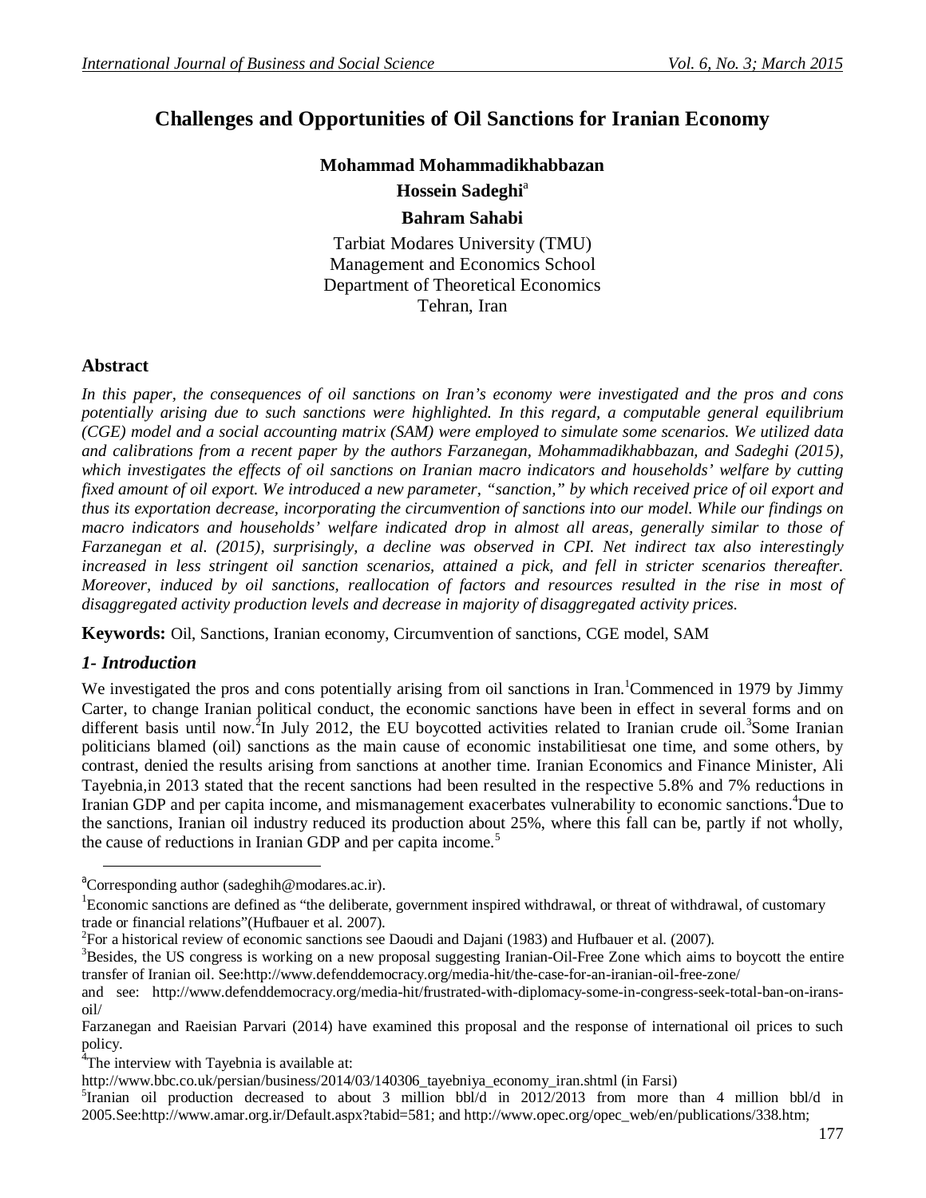# Challenges and Opportunities of Oil Sanctions for Iranian Economy

**Mohammad Mohammadikhabbazan**

**Hossein Sadeghi**[a]

**Bahram Sahabi**

Tarbiat Modares University (TMU)
Management and Economics School
Department of Theoretical Economics
Tehran, Iran

## Abstract

*In this paper, the consequences of oil sanctions on Iran's economy were investigated and the pros and cons potentially arising due to such sanctions were highlighted. In this regard, a computable general equilibrium (CGE) model and a social accounting matrix (SAM) were employed to simulate some scenarios. We utilized data and calibrations from a recent paper by the authors Farzanegan, Mohammadikhabbazan, and Sadeghi (2015), which investigates the effects of oil sanctions on Iranian macro indicators and households' welfare by cutting fixed amount of oil export. We introduced a new parameter, "sanction," by which received price of oil export and thus its exportation decrease, incorporating the circumvention of sanctions into our model. While our findings on macro indicators and households' welfare indicated drop in almost all areas, generally similar to those of Farzanegan et al. (2015), surprisingly, a decline was observed in CPI. Net indirect tax also interestingly increased in less stringent oil sanction scenarios, attained a pick, and fell in stricter scenarios thereafter. Moreover, induced by oil sanctions, reallocation of factors and resources resulted in the rise in most of disaggregated activity production levels and decrease in majority of disaggregated activity prices.*

**Keywords:** Oil, Sanctions, Iranian economy, Circumvention of sanctions, CGE model, SAM

## *1- Introduction*

We investigated the pros and cons potentially arising from oil sanctions in Iran.[1] Commenced in 1979 by Jimmy Carter, to change Iranian political conduct, the economic sanctions have been in effect in several forms and on different basis until now.[2] In July 2012, the EU boycotted activities related to Iranian crude oil.[3] Some Iranian politicians blamed (oil) sanctions as the main cause of economic instabilitiesat one time, and some others, by contrast, denied the results arising from sanctions at another time. Iranian Economics and Finance Minister, Ali Tayebnia,in 2013 stated that the recent sanctions had been resulted in the respective 5.8% and 7% reductions in Iranian GDP and per capita income, and mismanagement exacerbates vulnerability to economic sanctions.[4] Due to the sanctions, Iranian oil industry reduced its production about 25%, where this fall can be, partly if not wholly, the cause of reductions in Iranian GDP and per capita income.[5]

---

[a] Corresponding author (sadeghih@modares.ac.ir).

[1] Economic sanctions are defined as "the deliberate, government inspired withdrawal, or threat of withdrawal, of customary trade or financial relations"(Hufbauer et al. 2007).

[2] For a historical review of economic sanctions see Daoudi and Dajani (1983) and Hufbauer et al. (2007).

[3] Besides, the US congress is working on a new proposal suggesting Iranian-Oil-Free Zone which aims to boycott the entire transfer of Iranian oil. See:http://www.defenddemocracy.org/media-hit/the-case-for-an-iranian-oil-free-zone/
and see: http://www.defenddemocracy.org/media-hit/frustrated-with-diplomacy-some-in-congress-seek-total-ban-on-irans-oil/
Farzanegan and Raeisian Parvari (2014) have examined this proposal and the response of international oil prices to such policy.

[4] The interview with Tayebnia is available at:
http://www.bbc.co.uk/persian/business/2014/03/140306_tayebniya_economy_iran.shtml (in Farsi)

[5] Iranian oil production decreased to about 3 million bbl/d in 2012/2013 from more than 4 million bbl/d in 2005.See:http://www.amar.org.ir/Default.aspx?tabid=581; and http://www.opec.org/opec_web/en/publications/338.htm;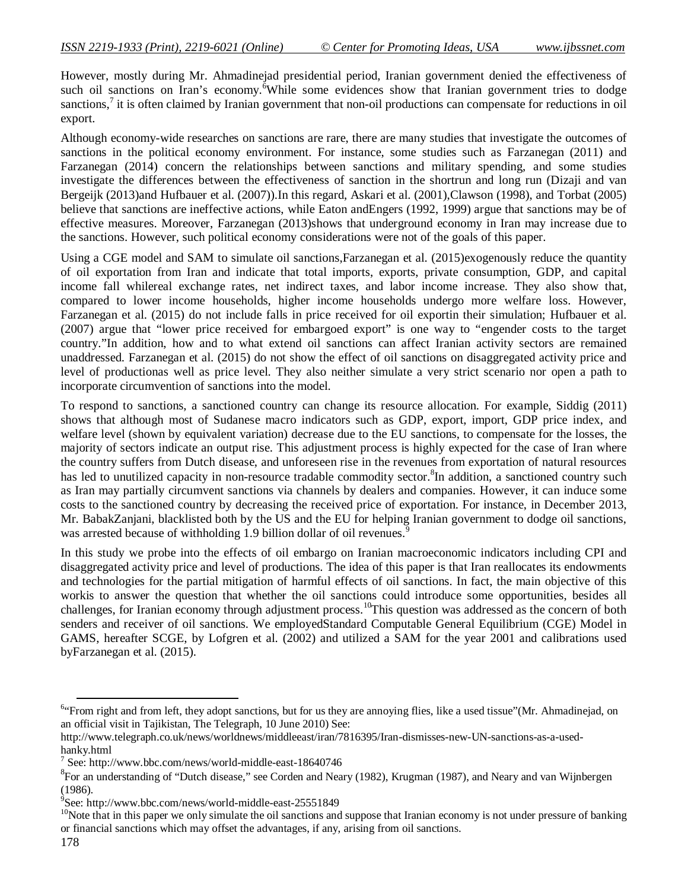However, mostly during Mr. Ahmadinejad presidential period, Iranian government denied the effectiveness of such oil sanctions on Iran's economy.[6]While some evidences show that Iranian government tries to dodge sanctions,[7] it is often claimed by Iranian government that non-oil productions can compensate for reductions in oil export.

Although economy-wide researches on sanctions are rare, there are many studies that investigate the outcomes of sanctions in the political economy environment. For instance, some studies such as Farzanegan (2011) and Farzanegan (2014) concern the relationships between sanctions and military spending, and some studies investigate the differences between the effectiveness of sanction in the shortrun and long run (Dizaji and van Bergeijk (2013)and Hufbauer et al. (2007)).In this regard, Askari et al. (2001),Clawson (1998), and Torbat (2005) believe that sanctions are ineffective actions, while Eaton andEngers (1992, 1999) argue that sanctions may be of effective measures. Moreover, Farzanegan (2013)shows that underground economy in Iran may increase due to the sanctions. However, such political economy considerations were not of the goals of this paper.

Using a CGE model and SAM to simulate oil sanctions,Farzanegan et al. (2015)exogenously reduce the quantity of oil exportation from Iran and indicate that total imports, exports, private consumption, GDP, and capital income fall whilereal exchange rates, net indirect taxes, and labor income increase. They also show that, compared to lower income households, higher income households undergo more welfare loss. However, Farzanegan et al. (2015) do not include falls in price received for oil exportin their simulation; Hufbauer et al. (2007) argue that "lower price received for embargoed export" is one way to "engender costs to the target country."In addition, how and to what extend oil sanctions can affect Iranian activity sectors are remained unaddressed. Farzanegan et al. (2015) do not show the effect of oil sanctions on disaggregated activity price and level of productionas well as price level. They also neither simulate a very strict scenario nor open a path to incorporate circumvention of sanctions into the model.

To respond to sanctions, a sanctioned country can change its resource allocation. For example, Siddig (2011) shows that although most of Sudanese macro indicators such as GDP, export, import, GDP price index, and welfare level (shown by equivalent variation) decrease due to the EU sanctions, to compensate for the losses, the majority of sectors indicate an output rise. This adjustment process is highly expected for the case of Iran where the country suffers from Dutch disease, and unforeseen rise in the revenues from exportation of natural resources has led to unutilized capacity in non-resource tradable commodity sector.[8]In addition, a sanctioned country such as Iran may partially circumvent sanctions via channels by dealers and companies. However, it can induce some costs to the sanctioned country by decreasing the received price of exportation. For instance, in December 2013, Mr. BabakZanjani, blacklisted both by the US and the EU for helping Iranian government to dodge oil sanctions, was arrested because of withholding 1.9 billion dollar of oil revenues.[9]

In this study we probe into the effects of oil embargo on Iranian macroeconomic indicators including CPI and disaggregated activity price and level of productions. The idea of this paper is that Iran reallocates its endowments and technologies for the partial mitigation of harmful effects of oil sanctions. In fact, the main objective of this workis to answer the question that whether the oil sanctions could introduce some opportunities, besides all challenges, for Iranian economy through adjustment process.[10]This question was addressed as the concern of both senders and receiver of oil sanctions. We employedStandard Computable General Equilibrium (CGE) Model in GAMS, hereafter SCGE, by Lofgren et al. (2002) and utilized a SAM for the year 2001 and calibrations used byFarzanegan et al. (2015).

---

[6]"From right and from left, they adopt sanctions, but for us they are annoying flies, like a used tissue"(Mr. Ahmadinejad, on an official visit in Tajikistan, The Telegraph, 10 June 2010) See: http://www.telegraph.co.uk/news/worldnews/middleeast/iran/7816395/Iran-dismisses-new-UN-sanctions-as-a-used-hanky.html

[7] See: http://www.bbc.com/news/world-middle-east-18640746

[8]For an understanding of "Dutch disease," see Corden and Neary (1982), Krugman (1987), and Neary and van Wijnbergen (1986).

[9]See: http://www.bbc.com/news/world-middle-east-25551849

[10]Note that in this paper we only simulate the oil sanctions and suppose that Iranian economy is not under pressure of banking or financial sanctions which may offset the advantages, if any, arising from oil sanctions.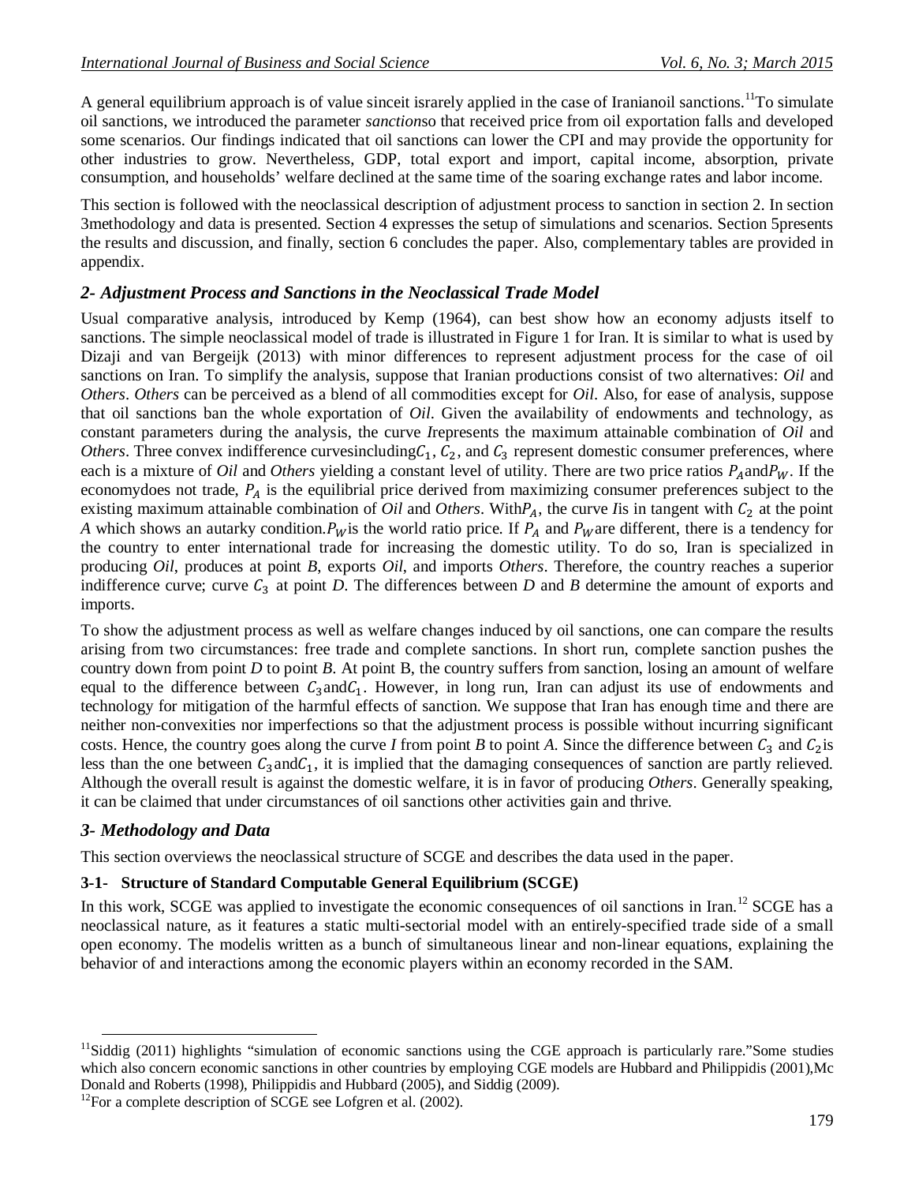A general equilibrium approach is of value sinceit israrely applied in the case of Iranianoil sanctions.[11]To simulate oil sanctions, we introduced the parameter *sanction*so that received price from oil exportation falls and developed some scenarios. Our findings indicated that oil sanctions can lower the CPI and may provide the opportunity for other industries to grow. Nevertheless, GDP, total export and import, capital income, absorption, private consumption, and households' welfare declined at the same time of the soaring exchange rates and labor income.

This section is followed with the neoclassical description of adjustment process to sanction in section 2. In section 3methodology and data is presented. Section 4 expresses the setup of simulations and scenarios. Section 5presents the results and discussion, and finally, section 6 concludes the paper. Also, complementary tables are provided in appendix.

## *2- Adjustment Process and Sanctions in the Neoclassical Trade Model*

Usual comparative analysis, introduced by Kemp (1964), can best show how an economy adjusts itself to sanctions. The simple neoclassical model of trade is illustrated in Figure 1 for Iran. It is similar to what is used by Dizaji and van Bergeijk (2013) with minor differences to represent adjustment process for the case of oil sanctions on Iran. To simplify the analysis, suppose that Iranian productions consist of two alternatives: *Oil* and *Others*. *Others* can be perceived as a blend of all commodities except for *Oil*. Also, for ease of analysis, suppose that oil sanctions ban the whole exportation of *Oil*. Given the availability of endowments and technology, as constant parameters during the analysis, the curve *I*represents the maximum attainable combination of *Oil* and *Others*. Three convex indifference curvesincluding$C_1$, $C_2$, and $C_3$ represent domestic consumer preferences, where each is a mixture of *Oil* and *Others* yielding a constant level of utility. There are two price ratios $P_A$and$P_W$. If the economydoes not trade, $P_A$ is the equilibrial price derived from maximizing consumer preferences subject to the existing maximum attainable combination of *Oil* and *Others*. With$P_A$, the curve *I*is in tangent with $C_2$ at the point *A* which shows an autarky condition.$P_W$is the world ratio price. If $P_A$ and $P_W$are different, there is a tendency for the country to enter international trade for increasing the domestic utility. To do so, Iran is specialized in producing *Oil*, produces at point *B*, exports *Oil*, and imports *Others*. Therefore, the country reaches a superior indifference curve; curve $C_3$ at point *D*. The differences between *D* and *B* determine the amount of exports and imports.

To show the adjustment process as well as welfare changes induced by oil sanctions, one can compare the results arising from two circumstances: free trade and complete sanctions. In short run, complete sanction pushes the country down from point *D* to point *B*. At point B, the country suffers from sanction, losing an amount of welfare equal to the difference between $C_3$and$C_1$. However, in long run, Iran can adjust its use of endowments and technology for mitigation of the harmful effects of sanction. We suppose that Iran has enough time and there are neither non-convexities nor imperfections so that the adjustment process is possible without incurring significant costs. Hence, the country goes along the curve *I* from point *B* to point *A*. Since the difference between $C_3$ and $C_2$is less than the one between $C_3$and$C_1$, it is implied that the damaging consequences of sanction are partly relieved. Although the overall result is against the domestic welfare, it is in favor of producing *Others*. Generally speaking, it can be claimed that under circumstances of oil sanctions other activities gain and thrive.

## *3- Methodology and Data*

This section overviews the neoclassical structure of SCGE and describes the data used in the paper.

### 3-1- Structure of Standard Computable General Equilibrium (SCGE)

In this work, SCGE was applied to investigate the economic consequences of oil sanctions in Iran.[12] SCGE has a neoclassical nature, as it features a static multi-sectorial model with an entirely-specified trade side of a small open economy. The modelis written as a bunch of simultaneous linear and non-linear equations, explaining the behavior of and interactions among the economic players within an economy recorded in the SAM.

---

[11]Siddig (2011) highlights "simulation of economic sanctions using the CGE approach is particularly rare."Some studies which also concern economic sanctions in other countries by employing CGE models are Hubbard and Philippidis (2001),Mc Donald and Roberts (1998), Philippidis and Hubbard (2005), and Siddig (2009).

[12]For a complete description of SCGE see Lofgren et al. (2002).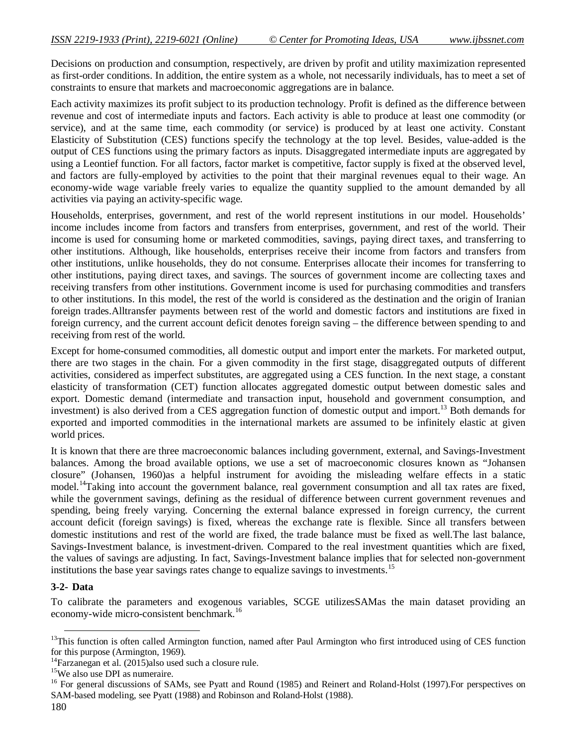Decisions on production and consumption, respectively, are driven by profit and utility maximization represented as first-order conditions. In addition, the entire system as a whole, not necessarily individuals, has to meet a set of constraints to ensure that markets and macroeconomic aggregations are in balance.

Each activity maximizes its profit subject to its production technology. Profit is defined as the difference between revenue and cost of intermediate inputs and factors. Each activity is able to produce at least one commodity (or service), and at the same time, each commodity (or service) is produced by at least one activity. Constant Elasticity of Substitution (CES) functions specify the technology at the top level. Besides, value-added is the output of CES functions using the primary factors as inputs. Disaggregated intermediate inputs are aggregated by using a Leontief function. For all factors, factor market is competitive, factor supply is fixed at the observed level, and factors are fully-employed by activities to the point that their marginal revenues equal to their wage. An economy-wide wage variable freely varies to equalize the quantity supplied to the amount demanded by all activities via paying an activity-specific wage.

Households, enterprises, government, and rest of the world represent institutions in our model. Households' income includes income from factors and transfers from enterprises, government, and rest of the world. Their income is used for consuming home or marketed commodities, savings, paying direct taxes, and transferring to other institutions. Although, like households, enterprises receive their income from factors and transfers from other institutions, unlike households, they do not consume. Enterprises allocate their incomes for transferring to other institutions, paying direct taxes, and savings. The sources of government income are collecting taxes and receiving transfers from other institutions. Government income is used for purchasing commodities and transfers to other institutions. In this model, the rest of the world is considered as the destination and the origin of Iranian foreign trades.Alltransfer payments between rest of the world and domestic factors and institutions are fixed in foreign currency, and the current account deficit denotes foreign saving – the difference between spending to and receiving from rest of the world.

Except for home-consumed commodities, all domestic output and import enter the markets. For marketed output, there are two stages in the chain. For a given commodity in the first stage, disaggregated outputs of different activities, considered as imperfect substitutes, are aggregated using a CES function. In the next stage, a constant elasticity of transformation (CET) function allocates aggregated domestic output between domestic sales and export. Domestic demand (intermediate and transaction input, household and government consumption, and investment) is also derived from a CES aggregation function of domestic output and import.[13] Both demands for exported and imported commodities in the international markets are assumed to be infinitely elastic at given world prices.

It is known that there are three macroeconomic balances including government, external, and Savings-Investment balances. Among the broad available options, we use a set of macroeconomic closures known as "Johansen closure" (Johansen, 1960)as a helpful instrument for avoiding the misleading welfare effects in a static model.[14]Taking into account the government balance, real government consumption and all tax rates are fixed, while the government savings, defining as the residual of difference between current government revenues and spending, being freely varying. Concerning the external balance expressed in foreign currency, the current account deficit (foreign savings) is fixed, whereas the exchange rate is flexible. Since all transfers between domestic institutions and rest of the world are fixed, the trade balance must be fixed as well.The last balance, Savings-Investment balance, is investment-driven. Compared to the real investment quantities which are fixed, the values of savings are adjusting. In fact, Savings-Investment balance implies that for selected non-government institutions the base year savings rates change to equalize savings to investments.[15]

### 3-2- Data

To calibrate the parameters and exogenous variables, SCGE utilizesSAMas the main dataset providing an economy-wide micro-consistent benchmark.[16]

---

[13] This function is often called Armington function, named after Paul Armington who first introduced using of CES function for this purpose (Armington, 1969).

[14] Farzanegan et al. (2015)also used such a closure rule.

[15] We also use DPI as numeraire.

[16] For general discussions of SAMs, see Pyatt and Round (1985) and Reinert and Roland-Holst (1997).For perspectives on SAM-based modeling, see Pyatt (1988) and Robinson and Roland-Holst (1988).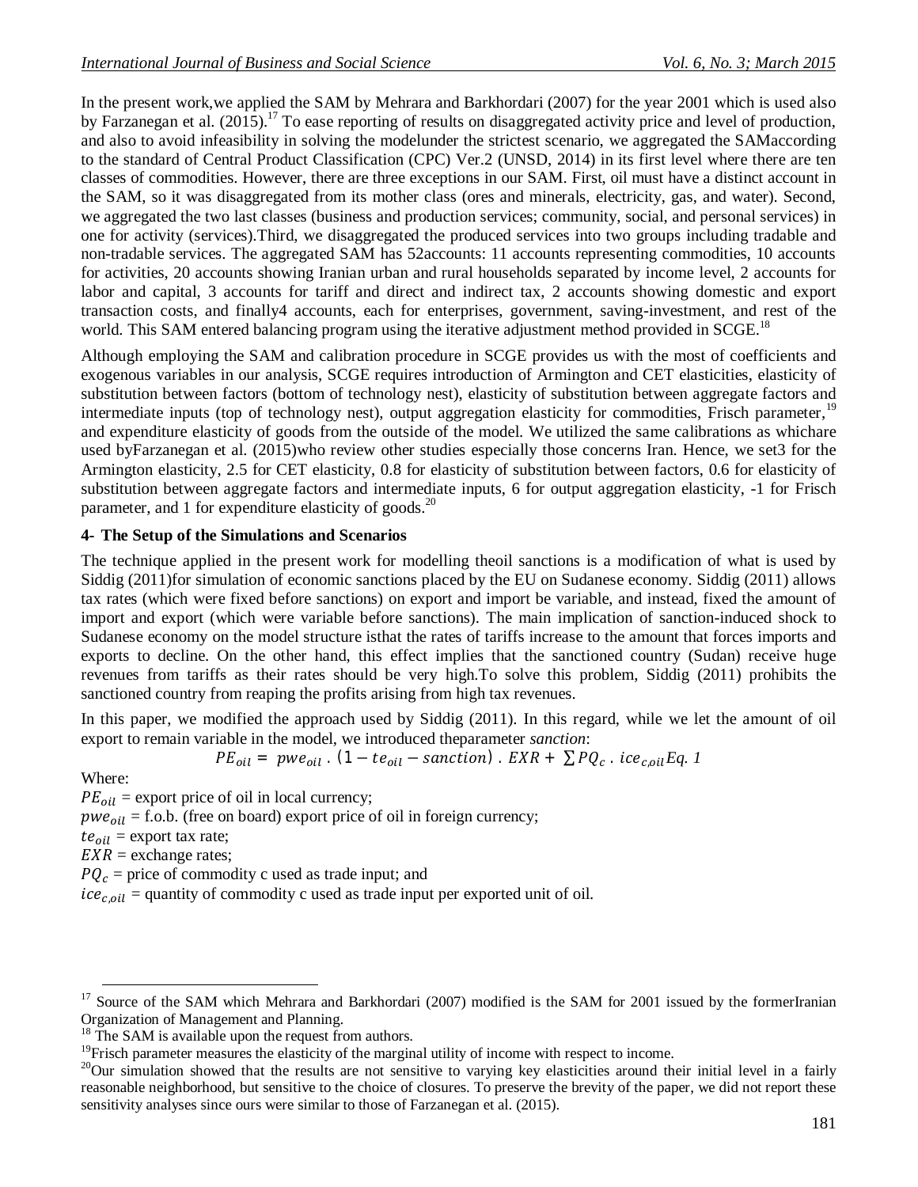In the present work,we applied the SAM by Mehrara and Barkhordari (2007) for the year 2001 which is used also by Farzanegan et al. (2015).[17] To ease reporting of results on disaggregated activity price and level of production, and also to avoid infeasibility in solving the modelunder the strictest scenario, we aggregated the SAMaccording to the standard of Central Product Classification (CPC) Ver.2 (UNSD, 2014) in its first level where there are ten classes of commodities. However, there are three exceptions in our SAM. First, oil must have a distinct account in the SAM, so it was disaggregated from its mother class (ores and minerals, electricity, gas, and water). Second, we aggregated the two last classes (business and production services; community, social, and personal services) in one for activity (services).Third, we disaggregated the produced services into two groups including tradable and non-tradable services. The aggregated SAM has 52accounts: 11 accounts representing commodities, 10 accounts for activities, 20 accounts showing Iranian urban and rural households separated by income level, 2 accounts for labor and capital, 3 accounts for tariff and direct and indirect tax, 2 accounts showing domestic and export transaction costs, and finally4 accounts, each for enterprises, government, saving-investment, and rest of the world. This SAM entered balancing program using the iterative adjustment method provided in SCGE.[18]

Although employing the SAM and calibration procedure in SCGE provides us with the most of coefficients and exogenous variables in our analysis, SCGE requires introduction of Armington and CET elasticities, elasticity of substitution between factors (bottom of technology nest), elasticity of substitution between aggregate factors and intermediate inputs (top of technology nest), output aggregation elasticity for commodities, Frisch parameter,[19] and expenditure elasticity of goods from the outside of the model. We utilized the same calibrations as whichare used byFarzanegan et al. (2015)who review other studies especially those concerns Iran. Hence, we set3 for the Armington elasticity, 2.5 for CET elasticity, 0.8 for elasticity of substitution between factors, 0.6 for elasticity of substitution between aggregate factors and intermediate inputs, 6 for output aggregation elasticity, -1 for Frisch parameter, and 1 for expenditure elasticity of goods.[20]

## 4- The Setup of the Simulations and Scenarios

The technique applied in the present work for modelling theoil sanctions is a modification of what is used by Siddig (2011)for simulation of economic sanctions placed by the EU on Sudanese economy. Siddig (2011) allows tax rates (which were fixed before sanctions) on export and import be variable, and instead, fixed the amount of import and export (which were variable before sanctions). The main implication of sanction-induced shock to Sudanese economy on the model structure isthat the rates of tariffs increase to the amount that forces imports and exports to decline. On the other hand, this effect implies that the sanctioned country (Sudan) receive huge revenues from tariffs as their rates should be very high.To solve this problem, Siddig (2011) prohibits the sanctioned country from reaping the profits arising from high tax revenues.

In this paper, we modified the approach used by Siddig (2011). In this regard, while we let the amount of oil export to remain variable in the model, we introduced theparameter *sanction*:

$$PE_{oil} = pwe_{oil} \cdot (1 - te_{oil} - sanction) \cdot EXR + \sum PQ_c \cdot ice_{c,oil} \quad \text{Eq. 1}$$

Where:

$PE_{oil}$ = export price of oil in local currency;

$pwe_{oil}$ = f.o.b. (free on board) export price of oil in foreign currency;

$te_{oil}$ = export tax rate;

$EXR$ = exchange rates;

$PQ_c$ = price of commodity c used as trade input; and

$ice_{c,oil}$ = quantity of commodity c used as trade input per exported unit of oil.

---

[17] Source of the SAM which Mehrara and Barkhordari (2007) modified is the SAM for 2001 issued by the formerIranian Organization of Management and Planning.

[18] The SAM is available upon the request from authors.

[19] Frisch parameter measures the elasticity of the marginal utility of income with respect to income.

[20] Our simulation showed that the results are not sensitive to varying key elasticities around their initial level in a fairly reasonable neighborhood, but sensitive to the choice of closures. To preserve the brevity of the paper, we did not report these sensitivity analyses since ours were similar to those of Farzanegan et al. (2015).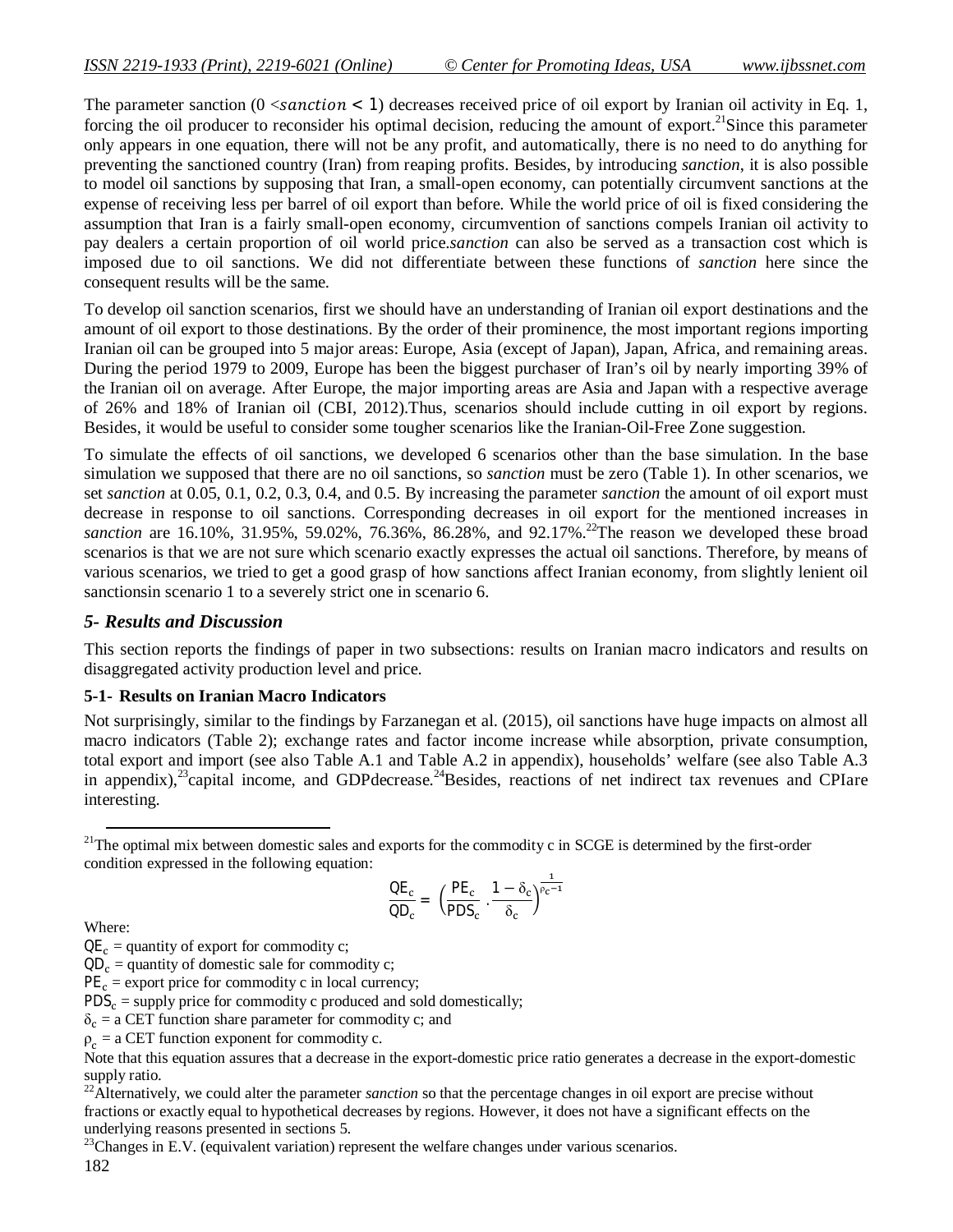The parameter sanction ($0 < sanction < 1$) decreases received price of oil export by Iranian oil activity in Eq. 1, forcing the oil producer to reconsider his optimal decision, reducing the amount of export.[21] Since this parameter only appears in one equation, there will not be any profit, and automatically, there is no need to do anything for preventing the sanctioned country (Iran) from reaping profits. Besides, by introducing *sanction*, it is also possible to model oil sanctions by supposing that Iran, a small-open economy, can potentially circumvent sanctions at the expense of receiving less per barrel of oil export than before. While the world price of oil is fixed considering the assumption that Iran is a fairly small-open economy, circumvention of sanctions compels Iranian oil activity to pay dealers a certain proportion of oil world price.*sanction* can also be served as a transaction cost which is imposed due to oil sanctions. We did not differentiate between these functions of *sanction* here since the consequent results will be the same.

To develop oil sanction scenarios, first we should have an understanding of Iranian oil export destinations and the amount of oil export to those destinations. By the order of their prominence, the most important regions importing Iranian oil can be grouped into 5 major areas: Europe, Asia (except of Japan), Japan, Africa, and remaining areas. During the period 1979 to 2009, Europe has been the biggest purchaser of Iran's oil by nearly importing 39% of the Iranian oil on average. After Europe, the major importing areas are Asia and Japan with a respective average of 26% and 18% of Iranian oil (CBI, 2012).Thus, scenarios should include cutting in oil export by regions. Besides, it would be useful to consider some tougher scenarios like the Iranian-Oil-Free Zone suggestion.

To simulate the effects of oil sanctions, we developed 6 scenarios other than the base simulation. In the base simulation we supposed that there are no oil sanctions, so *sanction* must be zero (Table 1). In other scenarios, we set *sanction* at 0.05, 0.1, 0.2, 0.3, 0.4, and 0.5. By increasing the parameter *sanction* the amount of oil export must decrease in response to oil sanctions. Corresponding decreases in oil export for the mentioned increases in *sanction* are 16.10%, 31.95%, 59.02%, 76.36%, 86.28%, and 92.17%.[22] The reason we developed these broad scenarios is that we are not sure which scenario exactly expresses the actual oil sanctions. Therefore, by means of various scenarios, we tried to get a good grasp of how sanctions affect Iranian economy, from slightly lenient oil sanctionsin scenario 1 to a severely strict one in scenario 6.

## *5- Results and Discussion*

This section reports the findings of paper in two subsections: results on Iranian macro indicators and results on disaggregated activity production level and price.

### 5-1- Results on Iranian Macro Indicators

Not surprisingly, similar to the findings by Farzanegan et al. (2015), oil sanctions have huge impacts on almost all macro indicators (Table 2); exchange rates and factor income increase while absorption, private consumption, total export and import (see also Table A.1 and Table A.2 in appendix), households' welfare (see also Table A.3 in appendix),[23] capital income, and GDPdecrease.[24] Besides, reactions of net indirect tax revenues and CPIare interesting.

---

[21] The optimal mix between domestic sales and exports for the commodity c in SCGE is determined by the first-order condition expressed in the following equation:

$$\frac{QE_c}{QD_c} = \left(\frac{PE_c}{PDS_c} \cdot \frac{1-\delta_c}{\delta_c}\right)^{\frac{1}{\rho_c - 1}}$$

Where:

$QE_c$ = quantity of export for commodity c;

$QD_c$ = quantity of domestic sale for commodity c;

$PE_c$ = export price for commodity c in local currency;

$PDS_c$ = supply price for commodity c produced and sold domestically;

$\delta_c$ = a CET function share parameter for commodity c; and

$\rho_c$ = a CET function exponent for commodity c.

Note that this equation assures that a decrease in the export-domestic price ratio generates a decrease in the export-domestic supply ratio.

[22] Alternatively, we could alter the parameter *sanction* so that the percentage changes in oil export are precise without fractions or exactly equal to hypothetical decreases by regions. However, it does not have a significant effects on the underlying reasons presented in sections 5.

[23] Changes in E.V. (equivalent variation) represent the welfare changes under various scenarios.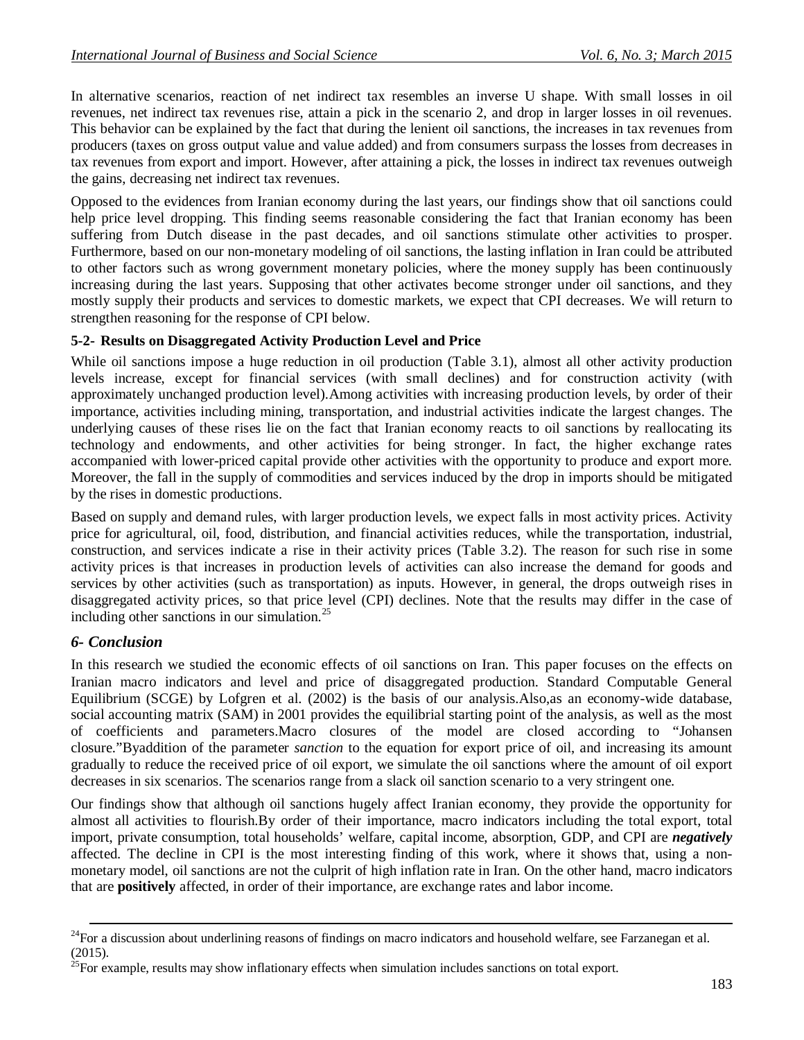In alternative scenarios, reaction of net indirect tax resembles an inverse U shape. With small losses in oil revenues, net indirect tax revenues rise, attain a pick in the scenario 2, and drop in larger losses in oil revenues. This behavior can be explained by the fact that during the lenient oil sanctions, the increases in tax revenues from producers (taxes on gross output value and value added) and from consumers surpass the losses from decreases in tax revenues from export and import. However, after attaining a pick, the losses in indirect tax revenues outweigh the gains, decreasing net indirect tax revenues.

Opposed to the evidences from Iranian economy during the last years, our findings show that oil sanctions could help price level dropping. This finding seems reasonable considering the fact that Iranian economy has been suffering from Dutch disease in the past decades, and oil sanctions stimulate other activities to prosper. Furthermore, based on our non-monetary modeling of oil sanctions, the lasting inflation in Iran could be attributed to other factors such as wrong government monetary policies, where the money supply has been continuously increasing during the last years. Supposing that other activates become stronger under oil sanctions, and they mostly supply their products and services to domestic markets, we expect that CPI decreases. We will return to strengthen reasoning for the response of CPI below.

### 5-2- Results on Disaggregated Activity Production Level and Price

While oil sanctions impose a huge reduction in oil production (Table 3.1), almost all other activity production levels increase, except for financial services (with small declines) and for construction activity (with approximately unchanged production level).Among activities with increasing production levels, by order of their importance, activities including mining, transportation, and industrial activities indicate the largest changes. The underlying causes of these rises lie on the fact that Iranian economy reacts to oil sanctions by reallocating its technology and endowments, and other activities for being stronger. In fact, the higher exchange rates accompanied with lower-priced capital provide other activities with the opportunity to produce and export more. Moreover, the fall in the supply of commodities and services induced by the drop in imports should be mitigated by the rises in domestic productions.

Based on supply and demand rules, with larger production levels, we expect falls in most activity prices. Activity price for agricultural, oil, food, distribution, and financial activities reduces, while the transportation, industrial, construction, and services indicate a rise in their activity prices (Table 3.2). The reason for such rise in some activity prices is that increases in production levels of activities can also increase the demand for goods and services by other activities (such as transportation) as inputs. However, in general, the drops outweigh rises in disaggregated activity prices, so that price level (CPI) declines. Note that the results may differ in the case of including other sanctions in our simulation.[25]

## *6- Conclusion*

In this research we studied the economic effects of oil sanctions on Iran. This paper focuses on the effects on Iranian macro indicators and level and price of disaggregated production. Standard Computable General Equilibrium (SCGE) by Lofgren et al. (2002) is the basis of our analysis.Also,as an economy-wide database, social accounting matrix (SAM) in 2001 provides the equilibrial starting point of the analysis, as well as the most of coefficients and parameters.Macro closures of the model are closed according to "Johansen closure."Byaddition of the parameter *sanction* to the equation for export price of oil, and increasing its amount gradually to reduce the received price of oil export, we simulate the oil sanctions where the amount of oil export decreases in six scenarios. The scenarios range from a slack oil sanction scenario to a very stringent one.

Our findings show that although oil sanctions hugely affect Iranian economy, they provide the opportunity for almost all activities to flourish.By order of their importance, macro indicators including the total export, total import, private consumption, total households' welfare, capital income, absorption, GDP, and CPI are ***negatively*** affected. The decline in CPI is the most interesting finding of this work, where it shows that, using a non-monetary model, oil sanctions are not the culprit of high inflation rate in Iran. On the other hand, macro indicators that are **positively** affected, in order of their importance, are exchange rates and labor income.

---

[24]For a discussion about underlining reasons of findings on macro indicators and household welfare, see Farzanegan et al. (2015).

[25]For example, results may show inflationary effects when simulation includes sanctions on total export.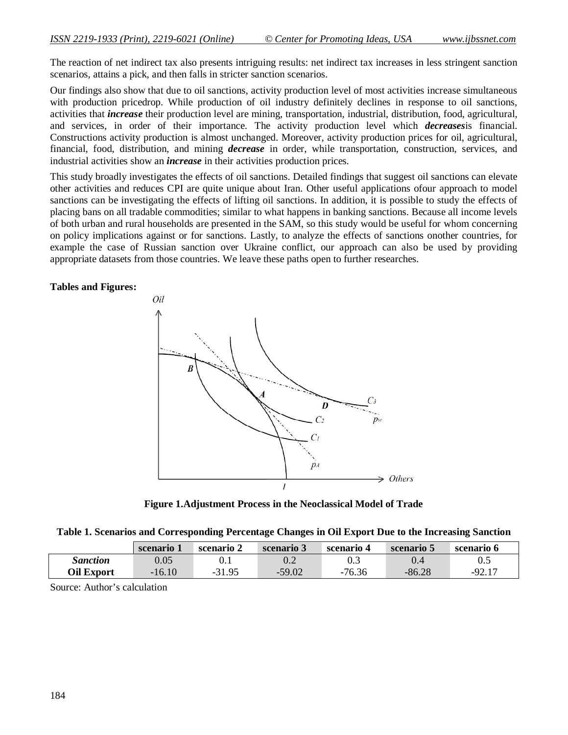The reaction of net indirect tax also presents intriguing results: net indirect tax increases in less stringent sanction scenarios, attains a pick, and then falls in stricter sanction scenarios.

Our findings also show that due to oil sanctions, activity production level of most activities increase simultaneous with production pricedrop. While production of oil industry definitely declines in response to oil sanctions, activities that ***increase*** their production level are mining, transportation, industrial, distribution, food, agricultural, and services, in order of their importance. The activity production level which ***decreases***is financial. Constructions activity production is almost unchanged. Moreover, activity production prices for oil, agricultural, financial, food, distribution, and mining ***decrease*** in order, while transportation, construction, services, and industrial activities show an ***increase*** in their activities production prices.

This study broadly investigates the effects of oil sanctions. Detailed findings that suggest oil sanctions can elevate other activities and reduces CPI are quite unique about Iran. Other useful applications ofour approach to model sanctions can be investigating the effects of lifting oil sanctions. In addition, it is possible to study the effects of placing bans on all tradable commodities; similar to what happens in banking sanctions. Because all income levels of both urban and rural households are presented in the SAM, so this study would be useful for whom concerning on policy implications against or for sanctions. Lastly, to analyze the effects of sanctions onother countries, for example the case of Russian sanction over Ukraine conflict, our approach can also be used by providing appropriate datasets from those countries. We leave these paths open to further researches.

**Tables and Figures:**

**Figure 1.Adjustment Process in the Neoclassical Model of Trade**

**Table 1. Scenarios and Corresponding Percentage Changes in Oil Export Due to the Increasing Sanction**

| | scenario 1 | scenario 2 | scenario 3 | scenario 4 | scenario 5 | scenario 6 |
|---|---|---|---|---|---|---|
| ***Sanction*** | 0.05 | 0.1 | 0.2 | 0.3 | 0.4 | 0.5 |
| **Oil Export** | -16.10 | -31.95 | -59.02 | -76.36 | -86.28 | -92.17 |

Source: Author's calculation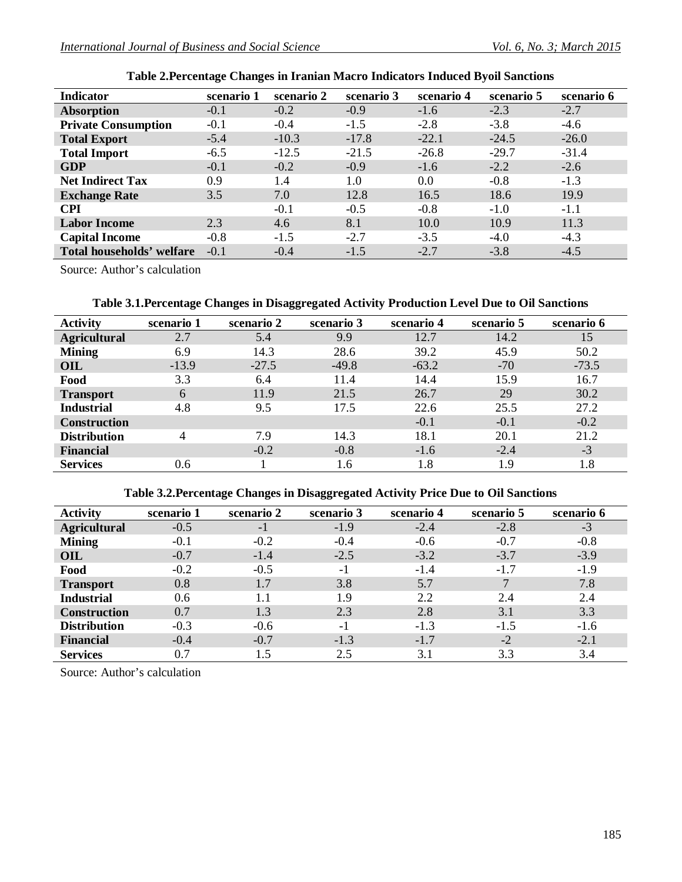**Table 2.Percentage Changes in Iranian Macro Indicators Induced Byoil Sanctions**

| Indicator | scenario 1 | scenario 2 | scenario 3 | scenario 4 | scenario 5 | scenario 6 |
|---|---|---|---|---|---|---|
| **Absorption** | -0.1 | -0.2 | -0.9 | -1.6 | -2.3 | -2.7 |
| **Private Consumption** | -0.1 | -0.4 | -1.5 | -2.8 | -3.8 | -4.6 |
| **Total Export** | -5.4 | -10.3 | -17.8 | -22.1 | -24.5 | -26.0 |
| **Total Import** | -6.5 | -12.5 | -21.5 | -26.8 | -29.7 | -31.4 |
| **GDP** | -0.1 | -0.2 | -0.9 | -1.6 | -2.2 | -2.6 |
| **Net Indirect Tax** | 0.9 | 1.4 | 1.0 | 0.0 | -0.8 | -1.3 |
| **Exchange Rate** | 3.5 | 7.0 | 12.8 | 16.5 | 18.6 | 19.9 |
| **CPI** | | -0.1 | -0.5 | -0.8 | -1.0 | -1.1 |
| **Labor Income** | 2.3 | 4.6 | 8.1 | 10.0 | 10.9 | 11.3 |
| **Capital Income** | -0.8 | -1.5 | -2.7 | -3.5 | -4.0 | -4.3 |
| **Total households' welfare** | -0.1 | -0.4 | -1.5 | -2.7 | -3.8 | -4.5 |

Source: Author's calculation

**Table 3.1.Percentage Changes in Disaggregated Activity Production Level Due to Oil Sanctions**

| Activity | scenario 1 | scenario 2 | scenario 3 | scenario 4 | scenario 5 | scenario 6 |
|---|---|---|---|---|---|---|
| **Agricultural** | 2.7 | 5.4 | 9.9 | 12.7 | 14.2 | 15 |
| **Mining** | 6.9 | 14.3 | 28.6 | 39.2 | 45.9 | 50.2 |
| **OIL** | -13.9 | -27.5 | -49.8 | -63.2 | -70 | -73.5 |
| **Food** | 3.3 | 6.4 | 11.4 | 14.4 | 15.9 | 16.7 |
| **Transport** | 6 | 11.9 | 21.5 | 26.7 | 29 | 30.2 |
| **Industrial** | 4.8 | 9.5 | 17.5 | 22.6 | 25.5 | 27.2 |
| **Construction** | | | | -0.1 | -0.1 | -0.2 |
| **Distribution** | 4 | 7.9 | 14.3 | 18.1 | 20.1 | 21.2 |
| **Financial** | | -0.2 | -0.8 | -1.6 | -2.4 | -3 |
| **Services** | 0.6 | 1 | 1.6 | 1.8 | 1.9 | 1.8 |

**Table 3.2.Percentage Changes in Disaggregated Activity Price Due to Oil Sanctions**

| Activity | scenario 1 | scenario 2 | scenario 3 | scenario 4 | scenario 5 | scenario 6 |
|---|---|---|---|---|---|---|
| **Agricultural** | -0.5 | -1 | -1.9 | -2.4 | -2.8 | -3 |
| **Mining** | -0.1 | -0.2 | -0.4 | -0.6 | -0.7 | -0.8 |
| **OIL** | -0.7 | -1.4 | -2.5 | -3.2 | -3.7 | -3.9 |
| **Food** | -0.2 | -0.5 | -1 | -1.4 | -1.7 | -1.9 |
| **Transport** | 0.8 | 1.7 | 3.8 | 5.7 | 7 | 7.8 |
| **Industrial** | 0.6 | 1.1 | 1.9 | 2.2 | 2.4 | 2.4 |
| **Construction** | 0.7 | 1.3 | 2.3 | 2.8 | 3.1 | 3.3 |
| **Distribution** | -0.3 | -0.6 | -1 | -1.3 | -1.5 | -1.6 |
| **Financial** | -0.4 | -0.7 | -1.3 | -1.7 | -2 | -2.1 |
| **Services** | 0.7 | 1.5 | 2.5 | 3.1 | 3.3 | 3.4 |

Source: Author's calculation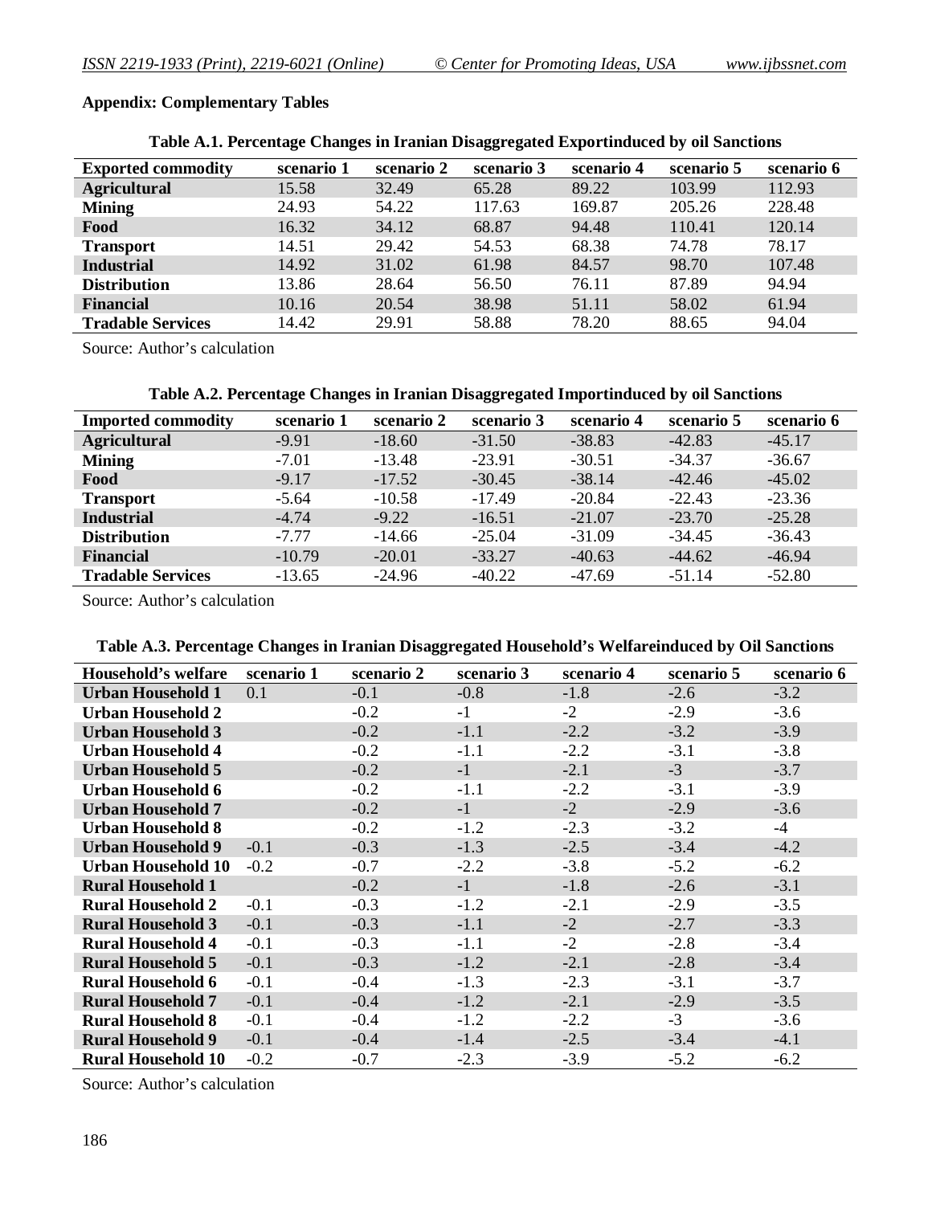**Appendix: Complementary Tables**

**Table A.1. Percentage Changes in Iranian Disaggregated Exportinduced by oil Sanctions**

| Exported commodity | scenario 1 | scenario 2 | scenario 3 | scenario 4 | scenario 5 | scenario 6 |
|---|---|---|---|---|---|---|
| **Agricultural** | 15.58 | 32.49 | 65.28 | 89.22 | 103.99 | 112.93 |
| **Mining** | 24.93 | 54.22 | 117.63 | 169.87 | 205.26 | 228.48 |
| **Food** | 16.32 | 34.12 | 68.87 | 94.48 | 110.41 | 120.14 |
| **Transport** | 14.51 | 29.42 | 54.53 | 68.38 | 74.78 | 78.17 |
| **Industrial** | 14.92 | 31.02 | 61.98 | 84.57 | 98.70 | 107.48 |
| **Distribution** | 13.86 | 28.64 | 56.50 | 76.11 | 87.89 | 94.94 |
| **Financial** | 10.16 | 20.54 | 38.98 | 51.11 | 58.02 | 61.94 |
| **Tradable Services** | 14.42 | 29.91 | 58.88 | 78.20 | 88.65 | 94.04 |

Source: Author's calculation

**Table A.2. Percentage Changes in Iranian Disaggregated Importinduced by oil Sanctions**

| Imported commodity | scenario 1 | scenario 2 | scenario 3 | scenario 4 | scenario 5 | scenario 6 |
|---|---|---|---|---|---|---|
| **Agricultural** | -9.91 | -18.60 | -31.50 | -38.83 | -42.83 | -45.17 |
| **Mining** | -7.01 | -13.48 | -23.91 | -30.51 | -34.37 | -36.67 |
| **Food** | -9.17 | -17.52 | -30.45 | -38.14 | -42.46 | -45.02 |
| **Transport** | -5.64 | -10.58 | -17.49 | -20.84 | -22.43 | -23.36 |
| **Industrial** | -4.74 | -9.22 | -16.51 | -21.07 | -23.70 | -25.28 |
| **Distribution** | -7.77 | -14.66 | -25.04 | -31.09 | -34.45 | -36.43 |
| **Financial** | -10.79 | -20.01 | -33.27 | -40.63 | -44.62 | -46.94 |
| **Tradable Services** | -13.65 | -24.96 | -40.22 | -47.69 | -51.14 | -52.80 |

Source: Author's calculation

**Table A.3. Percentage Changes in Iranian Disaggregated Household's Welfareinduced by Oil Sanctions**

| Household's welfare | scenario 1 | scenario 2 | scenario 3 | scenario 4 | scenario 5 | scenario 6 |
|---|---|---|---|---|---|---|
| **Urban Household 1** | 0.1 | -0.1 | -0.8 | -1.8 | -2.6 | -3.2 |
| **Urban Household 2** | | -0.2 | -1 | -2 | -2.9 | -3.6 |
| **Urban Household 3** | | -0.2 | -1.1 | -2.2 | -3.2 | -3.9 |
| **Urban Household 4** | | -0.2 | -1.1 | -2.2 | -3.1 | -3.8 |
| **Urban Household 5** | | -0.2 | -1 | -2.1 | -3 | -3.7 |
| **Urban Household 6** | | -0.2 | -1.1 | -2.2 | -3.1 | -3.9 |
| **Urban Household 7** | | -0.2 | -1 | -2 | -2.9 | -3.6 |
| **Urban Household 8** | | -0.2 | -1.2 | -2.3 | -3.2 | -4 |
| **Urban Household 9** | -0.1 | -0.3 | -1.3 | -2.5 | -3.4 | -4.2 |
| **Urban Household 10** | -0.2 | -0.7 | -2.2 | -3.8 | -5.2 | -6.2 |
| **Rural Household 1** | | -0.2 | -1 | -1.8 | -2.6 | -3.1 |
| **Rural Household 2** | -0.1 | -0.3 | -1.2 | -2.1 | -2.9 | -3.5 |
| **Rural Household 3** | -0.1 | -0.3 | -1.1 | -2 | -2.7 | -3.3 |
| **Rural Household 4** | -0.1 | -0.3 | -1.1 | -2 | -2.8 | -3.4 |
| **Rural Household 5** | -0.1 | -0.3 | -1.2 | -2.1 | -2.8 | -3.4 |
| **Rural Household 6** | -0.1 | -0.4 | -1.3 | -2.3 | -3.1 | -3.7 |
| **Rural Household 7** | -0.1 | -0.4 | -1.2 | -2.1 | -2.9 | -3.5 |
| **Rural Household 8** | -0.1 | -0.4 | -1.2 | -2.2 | -3 | -3.6 |
| **Rural Household 9** | -0.1 | -0.4 | -1.4 | -2.5 | -3.4 | -4.1 |
| **Rural Household 10** | -0.2 | -0.7 | -2.3 | -3.9 | -5.2 | -6.2 |

Source: Author's calculation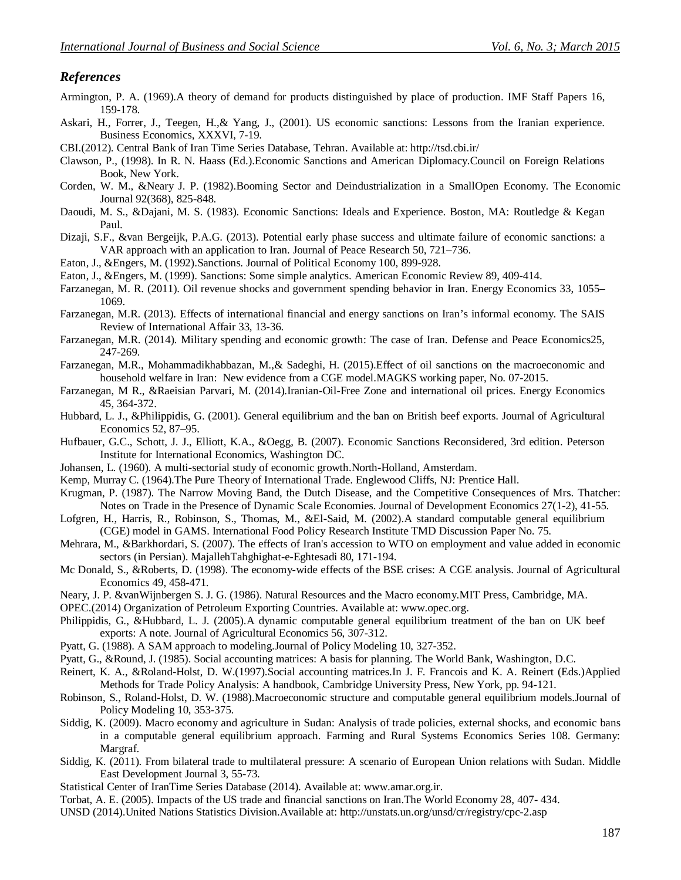## *References*

Armington, P. A. (1969).A theory of demand for products distinguished by place of production. IMF Staff Papers 16, 159-178.

Askari, H., Forrer, J., Teegen, H.,& Yang, J., (2001). US economic sanctions: Lessons from the Iranian experience. Business Economics, XXXVI, 7-19.

CBI.(2012). Central Bank of Iran Time Series Database, Tehran. Available at: http://tsd.cbi.ir/

Clawson, P., (1998). In R. N. Haass (Ed.).Economic Sanctions and American Diplomacy.Council on Foreign Relations Book, New York.

Corden, W. M., &Neary J. P. (1982).Booming Sector and Deindustrialization in a SmallOpen Economy. The Economic Journal 92(368), 825-848.

Daoudi, M. S., &Dajani, M. S. (1983). Economic Sanctions: Ideals and Experience. Boston, MA: Routledge & Kegan Paul.

Dizaji, S.F., &van Bergeijk, P.A.G. (2013). Potential early phase success and ultimate failure of economic sanctions: a VAR approach with an application to Iran. Journal of Peace Research 50, 721–736.

Eaton, J., &Engers, M. (1992).Sanctions. Journal of Political Economy 100, 899-928.

Eaton, J., &Engers, M. (1999). Sanctions: Some simple analytics. American Economic Review 89, 409-414.

Farzanegan, M. R. (2011). Oil revenue shocks and government spending behavior in Iran. Energy Economics 33, 1055–1069.

Farzanegan, M.R. (2013). Effects of international financial and energy sanctions on Iran's informal economy. The SAIS Review of International Affair 33, 13-36.

Farzanegan, M.R. (2014). Military spending and economic growth: The case of Iran. Defense and Peace Economics25, 247-269.

Farzanegan, M.R., Mohammadikhabbazan, M.,& Sadeghi, H. (2015).Effect of oil sanctions on the macroeconomic and household welfare in Iran: New evidence from a CGE model.MAGKS working paper, No. 07-2015.

Farzanegan, M R., &Raeisian Parvari, M. (2014).Iranian-Oil-Free Zone and international oil prices. Energy Economics 45, 364-372.

Hubbard, L. J., &Philippidis, G. (2001). General equilibrium and the ban on British beef exports. Journal of Agricultural Economics 52, 87–95.

Hufbauer, G.C., Schott, J. J., Elliott, K.A., &Oegg, B. (2007). Economic Sanctions Reconsidered, 3rd edition. Peterson Institute for International Economics, Washington DC.

Johansen, L. (1960). A multi-sectorial study of economic growth.North-Holland, Amsterdam.

Kemp, Murray C. (1964).The Pure Theory of International Trade. Englewood Cliffs, NJ: Prentice Hall.

Krugman, P. (1987). The Narrow Moving Band, the Dutch Disease, and the Competitive Consequences of Mrs. Thatcher: Notes on Trade in the Presence of Dynamic Scale Economies. Journal of Development Economics 27(1-2), 41-55.

Lofgren, H., Harris, R., Robinson, S., Thomas, M., &El-Said, M. (2002).A standard computable general equilibrium (CGE) model in GAMS. International Food Policy Research Institute TMD Discussion Paper No. 75.

Mehrara, M., &Barkhordari, S. (2007). The effects of Iran's accession to WTO on employment and value added in economic sectors (in Persian). MajallehTahghighat-e-Eghtesadi 80, 171-194.

Mc Donald, S., &Roberts, D. (1998). The economy-wide effects of the BSE crises: A CGE analysis. Journal of Agricultural Economics 49, 458-471.

Neary, J. P. &vanWijnbergen S. J. G. (1986). Natural Resources and the Macro economy.MIT Press, Cambridge, MA.

OPEC.(2014) Organization of Petroleum Exporting Countries. Available at: www.opec.org.

Philippidis, G., &Hubbard, L. J. (2005).A dynamic computable general equilibrium treatment of the ban on UK beef exports: A note. Journal of Agricultural Economics 56, 307-312.

Pyatt, G. (1988). A SAM approach to modeling.Journal of Policy Modeling 10, 327-352.

Pyatt, G., &Round, J. (1985). Social accounting matrices: A basis for planning. The World Bank, Washington, D.C.

Reinert, K. A., &Roland-Holst, D. W.(1997).Social accounting matrices.In J. F. Francois and K. A. Reinert (Eds.)Applied Methods for Trade Policy Analysis: A handbook, Cambridge University Press, New York, pp. 94-121.

Robinson, S., Roland-Holst, D. W. (1988).Macroeconomic structure and computable general equilibrium models.Journal of Policy Modeling 10, 353-375.

Siddig, K. (2009). Macro economy and agriculture in Sudan: Analysis of trade policies, external shocks, and economic bans in a computable general equilibrium approach. Farming and Rural Systems Economics Series 108. Germany: Margraf.

Siddig, K. (2011). From bilateral trade to multilateral pressure: A scenario of European Union relations with Sudan. Middle East Development Journal 3, 55-73.

Statistical Center of IranTime Series Database (2014). Available at: www.amar.org.ir.

Torbat, A. E. (2005). Impacts of the US trade and financial sanctions on Iran.The World Economy 28, 407- 434.

UNSD (2014).United Nations Statistics Division.Available at: http://unstats.un.org/unsd/cr/registry/cpc-2.asp